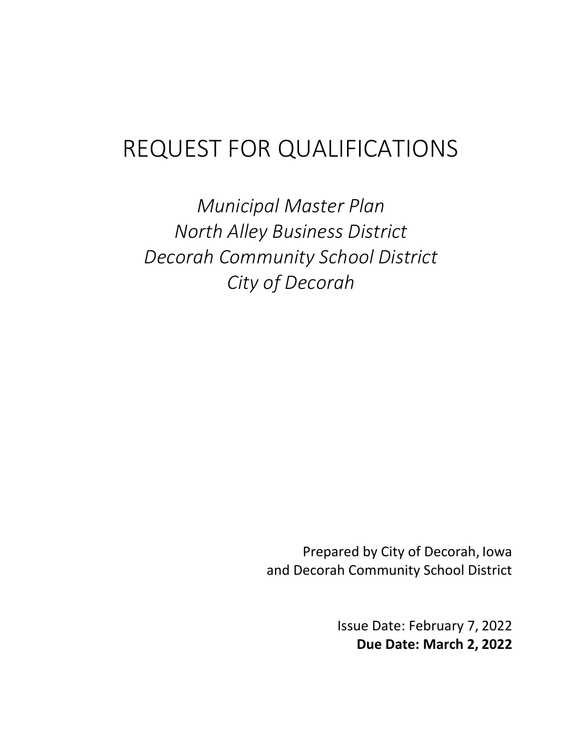# REQUEST FOR QUALIFICATIONS

*Municipal Master Plan*
*North Alley Business District*
*Decorah Community School District*
*City of Decorah*

Prepared by City of Decorah, Iowa
and Decorah Community School District

Issue Date: February 7, 2022
**Due Date: March 2, 2022**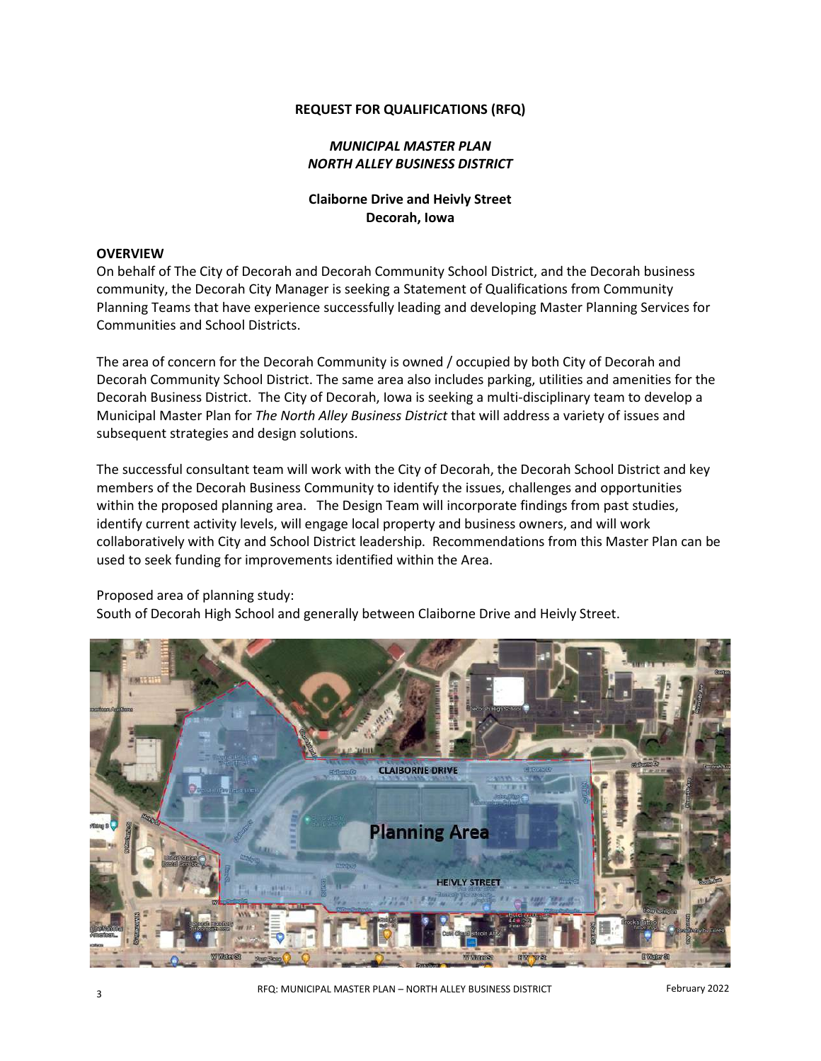**REQUEST FOR QUALIFICATIONS (RFQ)**

***MUNICIPAL MASTER PLAN***
***NORTH ALLEY BUSINESS DISTRICT***

**Claiborne Drive and Heivly Street**
**Decorah, Iowa**

**OVERVIEW**

On behalf of The City of Decorah and Decorah Community School District, and the Decorah business community, the Decorah City Manager is seeking a Statement of Qualifications from Community Planning Teams that have experience successfully leading and developing Master Planning Services for Communities and School Districts.

The area of concern for the Decorah Community is owned / occupied by both City of Decorah and Decorah Community School District. The same area also includes parking, utilities and amenities for the Decorah Business District. The City of Decorah, Iowa is seeking a multi-disciplinary team to develop a Municipal Master Plan for *The North Alley Business District* that will address a variety of issues and subsequent strategies and design solutions.

The successful consultant team will work with the City of Decorah, the Decorah School District and key members of the Decorah Business Community to identify the issues, challenges and opportunities within the proposed planning area. The Design Team will incorporate findings from past studies, identify current activity levels, will engage local property and business owners, and will work collaboratively with City and School District leadership. Recommendations from this Master Plan can be used to seek funding for improvements identified within the Area.

Proposed area of planning study:
South of Decorah High School and generally between Claiborne Drive and Heivly Street.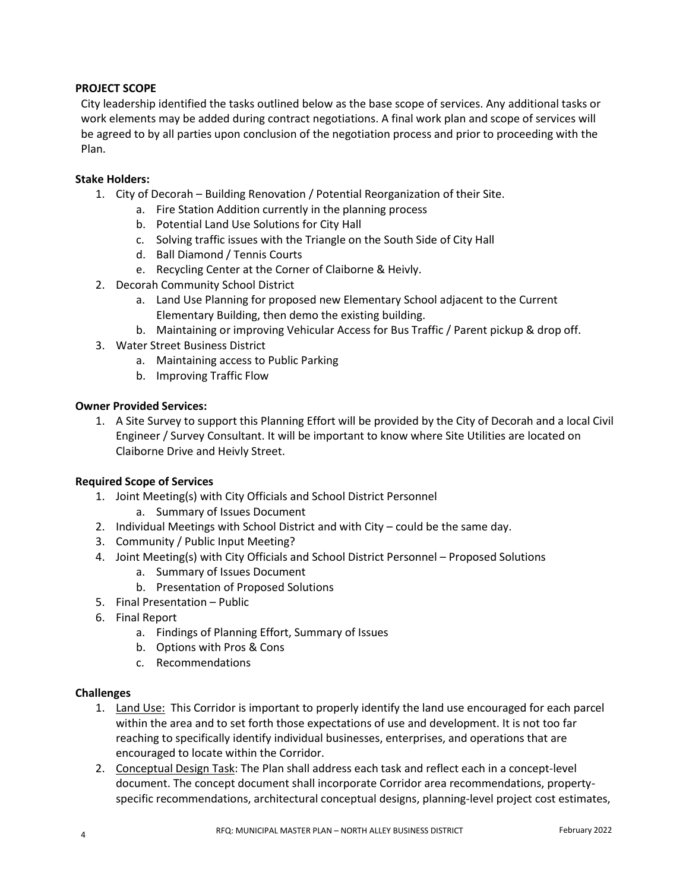**PROJECT SCOPE**

City leadership identified the tasks outlined below as the base scope of services. Any additional tasks or work elements may be added during contract negotiations. A final work plan and scope of services will be agreed to by all parties upon conclusion of the negotiation process and prior to proceeding with the Plan.

**Stake Holders:**

1. City of Decorah – Building Renovation / Potential Reorganization of their Site.
   a. Fire Station Addition currently in the planning process
   b. Potential Land Use Solutions for City Hall
   c. Solving traffic issues with the Triangle on the South Side of City Hall
   d. Ball Diamond / Tennis Courts
   e. Recycling Center at the Corner of Claiborne & Heivly.
2. Decorah Community School District
   a. Land Use Planning for proposed new Elementary School adjacent to the Current Elementary Building, then demo the existing building.
   b. Maintaining or improving Vehicular Access for Bus Traffic / Parent pickup & drop off.
3. Water Street Business District
   a. Maintaining access to Public Parking
   b. Improving Traffic Flow

**Owner Provided Services:**

1. A Site Survey to support this Planning Effort will be provided by the City of Decorah and a local Civil Engineer / Survey Consultant. It will be important to know where Site Utilities are located on Claiborne Drive and Heivly Street.

**Required Scope of Services**

1. Joint Meeting(s) with City Officials and School District Personnel
   a. Summary of Issues Document
2. Individual Meetings with School District and with City – could be the same day.
3. Community / Public Input Meeting?
4. Joint Meeting(s) with City Officials and School District Personnel – Proposed Solutions
   a. Summary of Issues Document
   b. Presentation of Proposed Solutions
5. Final Presentation – Public
6. Final Report
   a. Findings of Planning Effort, Summary of Issues
   b. Options with Pros & Cons
   c. Recommendations

**Challenges**

1. Land Use: This Corridor is important to properly identify the land use encouraged for each parcel within the area and to set forth those expectations of use and development. It is not too far reaching to specifically identify individual businesses, enterprises, and operations that are encouraged to locate within the Corridor.
2. Conceptual Design Task: The Plan shall address each task and reflect each in a concept-level document. The concept document shall incorporate Corridor area recommendations, property-specific recommendations, architectural conceptual designs, planning-level project cost estimates,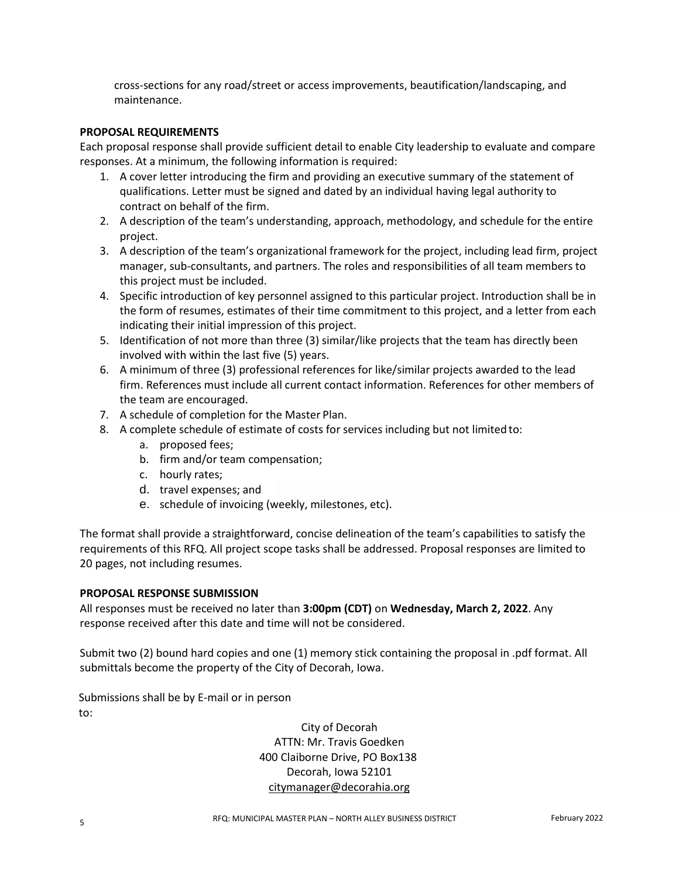cross-sections for any road/street or access improvements, beautification/landscaping, and maintenance.

**PROPOSAL REQUIREMENTS**

Each proposal response shall provide sufficient detail to enable City leadership to evaluate and compare responses. At a minimum, the following information is required:

1. A cover letter introducing the firm and providing an executive summary of the statement of qualifications. Letter must be signed and dated by an individual having legal authority to contract on behalf of the firm.
2. A description of the team's understanding, approach, methodology, and schedule for the entire project.
3. A description of the team's organizational framework for the project, including lead firm, project manager, sub-consultants, and partners. The roles and responsibilities of all team members to this project must be included.
4. Specific introduction of key personnel assigned to this particular project. Introduction shall be in the form of resumes, estimates of their time commitment to this project, and a letter from each indicating their initial impression of this project.
5. Identification of not more than three (3) similar/like projects that the team has directly been involved with within the last five (5) years.
6. A minimum of three (3) professional references for like/similar projects awarded to the lead firm. References must include all current contact information. References for other members of the team are encouraged.
7. A schedule of completion for the Master Plan.
8. A complete schedule of estimate of costs for services including but not limited to:
   a. proposed fees;
   b. firm and/or team compensation;
   c. hourly rates;
   d. travel expenses; and
   e. schedule of invoicing (weekly, milestones, etc).

The format shall provide a straightforward, concise delineation of the team's capabilities to satisfy the requirements of this RFQ. All project scope tasks shall be addressed. Proposal responses are limited to 20 pages, not including resumes.

**PROPOSAL RESPONSE SUBMISSION**

All responses must be received no later than **3:00pm (CDT)** on **Wednesday, March 2, 2022**. Any response received after this date and time will not be considered.

Submit two (2) bound hard copies and one (1) memory stick containing the proposal in .pdf format. All submittals become the property of the City of Decorah, Iowa.

Submissions shall be by E-mail or in person to:

City of Decorah
ATTN: Mr. Travis Goedken
400 Claiborne Drive, PO Box138
Decorah, Iowa 52101
citymanager@decorahia.org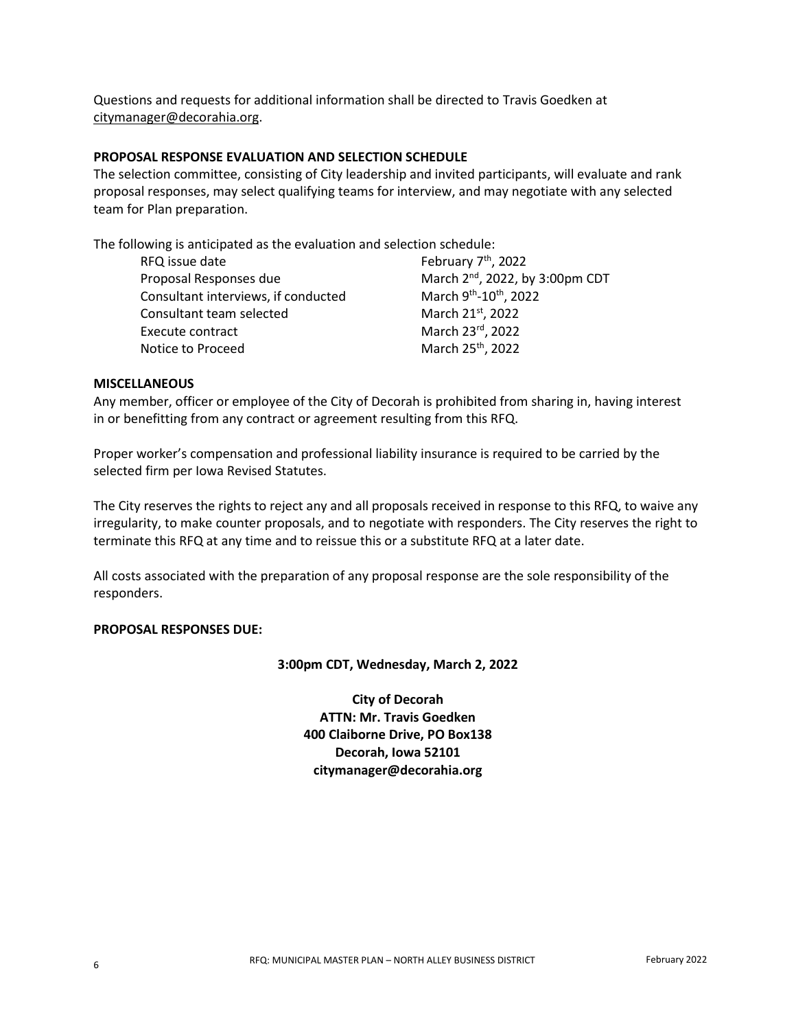Questions and requests for additional information shall be directed to Travis Goedken at citymanager@decorahia.org.

**PROPOSAL RESPONSE EVALUATION AND SELECTION SCHEDULE**

The selection committee, consisting of City leadership and invited participants, will evaluate and rank proposal responses, may select qualifying teams for interview, and may negotiate with any selected team for Plan preparation.

The following is anticipated as the evaluation and selection schedule:

| | |
|---|---|
| RFQ issue date | February 7th, 2022 |
| Proposal Responses due | March 2nd, 2022, by 3:00pm CDT |
| Consultant interviews, if conducted | March 9th-10th, 2022 |
| Consultant team selected | March 21st, 2022 |
| Execute contract | March 23rd, 2022 |
| Notice to Proceed | March 25th, 2022 |

**MISCELLANEOUS**

Any member, officer or employee of the City of Decorah is prohibited from sharing in, having interest in or benefitting from any contract or agreement resulting from this RFQ.

Proper worker's compensation and professional liability insurance is required to be carried by the selected firm per Iowa Revised Statutes.

The City reserves the rights to reject any and all proposals received in response to this RFQ, to waive any irregularity, to make counter proposals, and to negotiate with responders. The City reserves the right to terminate this RFQ at any time and to reissue this or a substitute RFQ at a later date.

All costs associated with the preparation of any proposal response are the sole responsibility of the responders.

**PROPOSAL RESPONSES DUE:**

**3:00pm CDT, Wednesday, March 2, 2022**

**City of Decorah**
**ATTN: Mr. Travis Goedken**
**400 Claiborne Drive, PO Box138**
**Decorah, Iowa 52101**
**citymanager@decorahia.org**